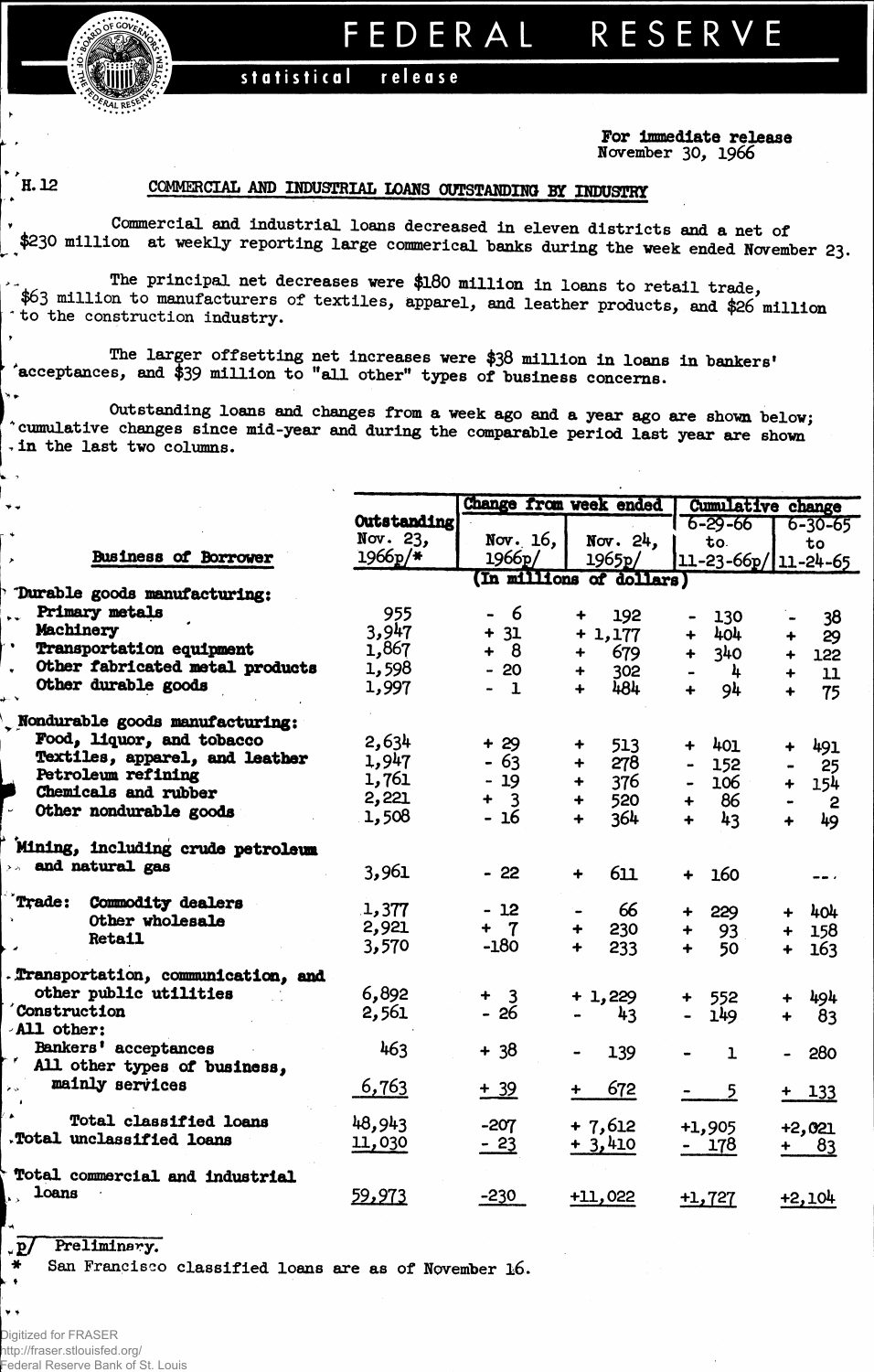# FEDERAL RESERVE

statistical release

For immediate release
November 30, 1966

H.12

## COMMERCIAL AND INDUSTRIAL LOANS OUTSTANDING BY INDUSTRY

Commercial and industrial loans decreased in eleven districts and a net of $230 million at weekly reporting large commerical banks during the week ended November 23.

The principal net decreases were $180 million in loans to retail trade, $63 million to manufacturers of textiles, apparel, and leather products, and $26 million to the construction industry.

The larger offsetting net increases were $38 million in loans in bankers' acceptances, and $39 million to "all other" types of business concerns.

Outstanding loans and changes from a week ago and a year ago are shown below; cumulative changes since mid-year and during the comparable period last year are shown in the last two columns.

| Business of Borrower | Outstanding Nov. 23, 1966p/* | Change from week ended Nov. 16, 1966p/ | Change from week ended Nov. 24, 1965p/ | Cumulative change 6-29-66 to 11-23-66p/ | Cumulative change 6-30-65 to 11-24-65 |
|---|---|---|---|---|---|
| | (In millions of dollars) | | | | |
| **Durable goods manufacturing:** | | | | | |
| Primary metals | 955 | - 6 | + 192 | - 130 | - 38 |
| Machinery | 3,947 | + 31 | + 1,177 | + 404 | + 29 |
| Transportation equipment | 1,867 | + 8 | + 679 | + 340 | + 122 |
| Other fabricated metal products | 1,598 | - 20 | + 302 | - 4 | + 11 |
| Other durable goods | 1,997 | - 1 | + 484 | + 94 | + 75 |
| **Nondurable goods manufacturing:** | | | | | |
| Food, liquor, and tobacco | 2,634 | + 29 | + 513 | + 401 | + 491 |
| Textiles, apparel, and leather | 1,947 | - 63 | + 278 | - 152 | - 25 |
| Petroleum refining | 1,761 | - 19 | + 376 | - 106 | + 154 |
| Chemicals and rubber | 2,221 | + 3 | + 520 | + 86 | - 2 |
| Other nondurable goods | 1,508 | - 16 | + 364 | + 43 | + 49 |
| **Mining, including crude petroleum and natural gas** | 3,961 | - 22 | + 611 | + 160 | -- |
| **Trade:** Commodity dealers | 1,377 | - 12 | - 66 | + 229 | + 404 |
| Other wholesale | 2,921 | + 7 | + 230 | + 93 | + 158 |
| Retail | 3,570 | -180 | + 233 | + 50 | + 163 |
| **Transportation, communication, and other public utilities** | 6,892 | + 3 | + 1,229 | + 552 | + 494 |
| **Construction** | 2,561 | - 26 | - 43 | - 149 | + 83 |
| **All other:** | | | | | |
| Bankers' acceptances | 463 | + 38 | - 139 | - 1 | - 280 |
| All other types of business, mainly services | 6,763 | + 39 | + 672 | - 5 | + 133 |
| **Total classified loans** | 48,943 | -207 | + 7,612 | +1,905 | +2,021 |
| **Total unclassified loans** | 11,030 | - 23 | + 3,410 | - 178 | + 83 |
| **Total commercial and industrial loans** | 59,973 | -230 | +11,022 | +1,727 | +2,104 |

p/ Preliminary.
\* San Francisco classified loans are as of November 16.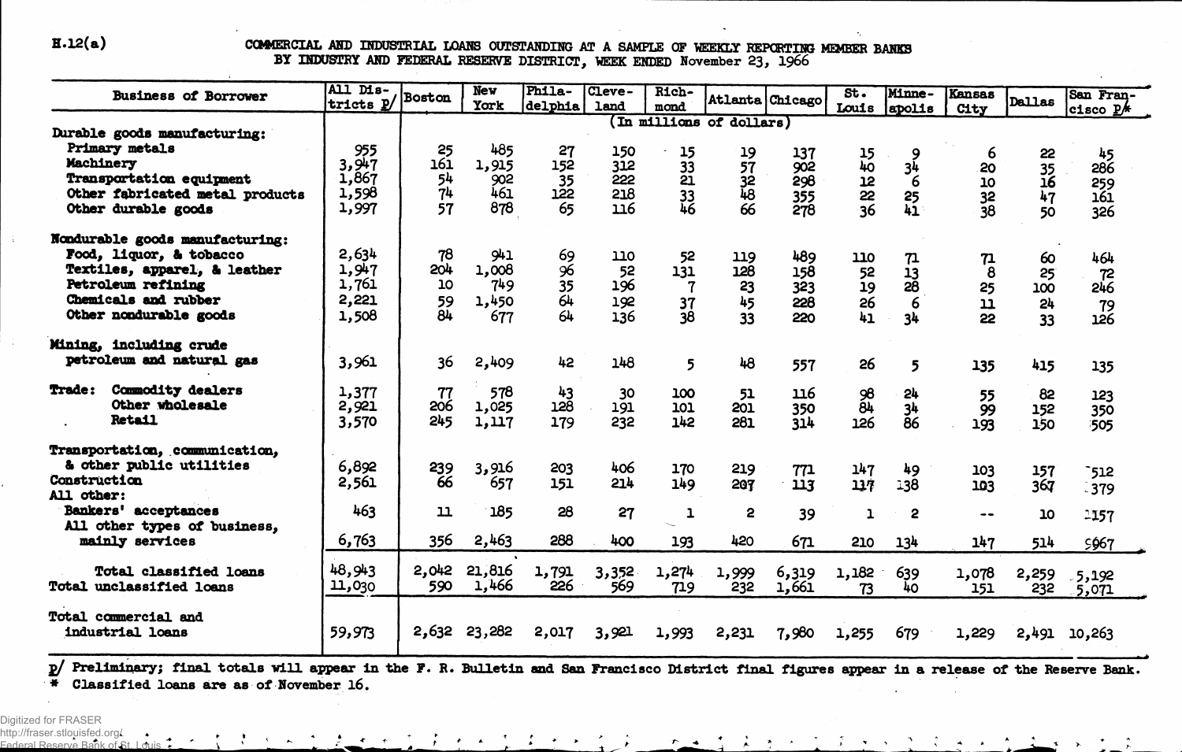H.12(a)

# COMMERCIAL AND INDUSTRIAL LOANS OUTSTANDING AT A SAMPLE OF WEEKLY REPORTING MEMBER BANKS BY INDUSTRY AND FEDERAL RESERVE DISTRICT, WEEK ENDED November 23, 1966

| Business of Borrower | All Districts p/ | Boston | New York | Philadelphia | Cleveland | Richmond | Atlanta | Chicago | St. Louis | Minneapolis | Kansas City | Dallas | San Francisco p/* |
|---|---|---|---|---|---|---|---|---|---|---|---|---|---|
| | | (In millions of dollars) | | | | | | | | | | | |
| **Durable goods manufacturing:** | | | | | | | | | | | | | |
| Primary metals | 955 | 25 | 485 | 27 | 150 | 15 | 19 | 137 | 15 | 9 | 6 | 22 | 45 |
| Machinery | 3,947 | 161 | 1,915 | 152 | 312 | 33 | 57 | 902 | 40 | 34 | 20 | 35 | 286 |
| Transportation equipment | 1,867 | 54 | 902 | 35 | 222 | 21 | 32 | 298 | 12 | 6 | 10 | 16 | 259 |
| Other fabricated metal products | 1,598 | 74 | 461 | 122 | 218 | 33 | 48 | 355 | 22 | 25 | 32 | 47 | 161 |
| Other durable goods | 1,997 | 57 | 878 | 65 | 116 | 46 | 66 | 278 | 36 | 41 | 38 | 50 | 326 |
| **Nondurable goods manufacturing:** | | | | | | | | | | | | | |
| Food, liquor, & tobacco | 2,634 | 78 | 941 | 69 | 110 | 52 | 119 | 489 | 110 | 71 | 71 | 60 | 464 |
| Textiles, apparel, & leather | 1,947 | 204 | 1,008 | 96 | 52 | 131 | 128 | 158 | 52 | 13 | 8 | 25 | 72 |
| Petroleum refining | 1,761 | 10 | 749 | 35 | 196 | 7 | 23 | 323 | 19 | 28 | 25 | 100 | 246 |
| Chemicals and rubber | 2,221 | 59 | 1,450 | 64 | 192 | 37 | 45 | 228 | 26 | 6 | 11 | 24 | 79 |
| Other nondurable goods | 1,508 | 84 | 677 | 64 | 136 | 38 | 33 | 220 | 41 | 34 | 22 | 33 | 126 |
| **Mining, including crude petroleum and natural gas** | 3,961 | 36 | 2,409 | 42 | 148 | 5 | 48 | 557 | 26 | 5 | 135 | 415 | 135 |
| **Trade:** Commodity dealers | 1,377 | 77 | 578 | 43 | 30 | 100 | 51 | 116 | 98 | 24 | 55 | 82 | 123 |
| Other wholesale | 2,921 | 206 | 1,025 | 128 | 191 | 101 | 201 | 350 | 84 | 34 | 99 | 152 | 350 |
| Retail | 3,570 | 245 | 1,117 | 179 | 232 | 142 | 281 | 314 | 126 | 86 | 193 | 150 | 505 |
| **Transportation, communication, & other public utilities** | 6,892 | 239 | 3,916 | 203 | 406 | 170 | 219 | 771 | 147 | 49 | 103 | 157 | 512 |
| **Construction** | 2,561 | 66 | 657 | 151 | 214 | 149 | 207 | 113 | 117 | 138 | 103 | 367 | 379 |
| **All other:** | | | | | | | | | | | | | |
| Bankers' acceptances | 463 | 11 | 185 | 28 | 27 | 1 | 2 | 39 | 1 | 2 | -- | 10 | 157 |
| All other types of business, mainly services | 6,763 | 356 | 2,463 | 288 | 400 | 193 | 420 | 671 | 210 | 134 | 147 | 514 | 967 |
| **Total classified loans** | 48,943 | 2,042 | 21,816 | 1,791 | 3,352 | 1,274 | 1,999 | 6,319 | 1,182 | 639 | 1,078 | 2,259 | 5,192 |
| **Total unclassified loans** | 11,030 | 590 | 1,466 | 226 | 569 | 719 | 232 | 1,661 | 73 | 40 | 151 | 232 | 5,071 |
| **Total commercial and industrial loans** | 59,973 | 2,632 | 23,282 | 2,017 | 3,921 | 1,993 | 2,231 | 7,980 | 1,255 | 679 | 1,229 | 2,491 | 10,263 |

p/ Preliminary; final totals will appear in the F. R. Bulletin and San Francisco District final figures appear in a release of the Reserve Bank.
\* Classified loans are as of November 16.